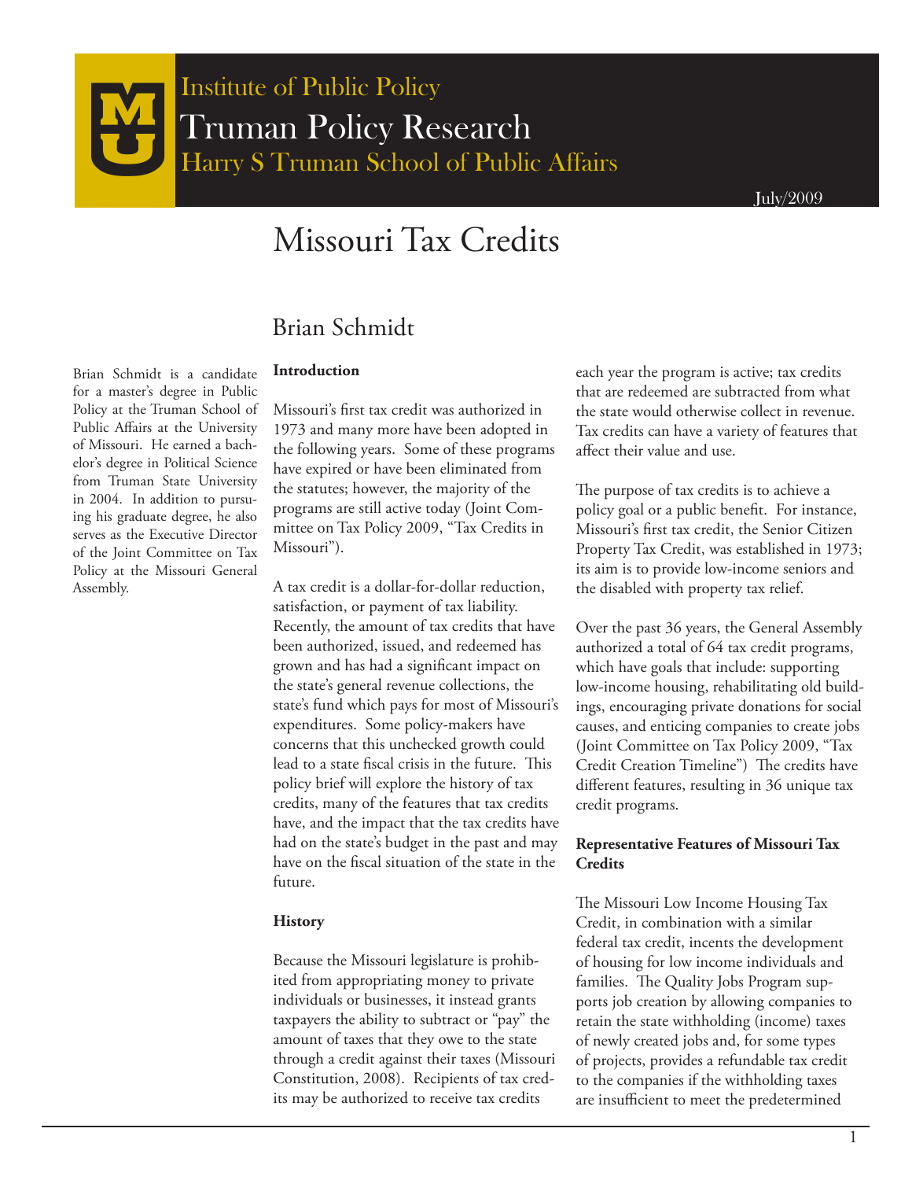Institute of Public Policy

Truman Policy Research

Harry S Truman School of Public Affairs

July/2009

# Missouri Tax Credits

## Brian Schmidt

Brian Schmidt is a candidate for a master's degree in Public Policy at the Truman School of Public Affairs at the University of Missouri. He earned a bachelor's degree in Political Science from Truman State University in 2004. In addition to pursuing his graduate degree, he also serves as the Executive Director of the Joint Committee on Tax Policy at the Missouri General Assembly.

### Introduction

Missouri's first tax credit was authorized in 1973 and many more have been adopted in the following years. Some of these programs have expired or have been eliminated from the statutes; however, the majority of the programs are still active today (Joint Committee on Tax Policy 2009, "Tax Credits in Missouri").

A tax credit is a dollar-for-dollar reduction, satisfaction, or payment of tax liability. Recently, the amount of tax credits that have been authorized, issued, and redeemed has grown and has had a significant impact on the state's general revenue collections, the state's fund which pays for most of Missouri's expenditures. Some policy-makers have concerns that this unchecked growth could lead to a state fiscal crisis in the future. This policy brief will explore the history of tax credits, many of the features that tax credits have, and the impact that the tax credits have had on the state's budget in the past and may have on the fiscal situation of the state in the future.

### History

Because the Missouri legislature is prohibited from appropriating money to private individuals or businesses, it instead grants taxpayers the ability to subtract or "pay" the amount of taxes that they owe to the state through a credit against their taxes (Missouri Constitution, 2008). Recipients of tax credits may be authorized to receive tax credits each year the program is active; tax credits that are redeemed are subtracted from what the state would otherwise collect in revenue. Tax credits can have a variety of features that affect their value and use.

The purpose of tax credits is to achieve a policy goal or a public benefit. For instance, Missouri's first tax credit, the Senior Citizen Property Tax Credit, was established in 1973; its aim is to provide low-income seniors and the disabled with property tax relief.

Over the past 36 years, the General Assembly authorized a total of 64 tax credit programs, which have goals that include: supporting low-income housing, rehabilitating old buildings, encouraging private donations for social causes, and enticing companies to create jobs (Joint Committee on Tax Policy 2009, "Tax Credit Creation Timeline") The credits have different features, resulting in 36 unique tax credit programs.

### Representative Features of Missouri Tax Credits

The Missouri Low Income Housing Tax Credit, in combination with a similar federal tax credit, incents the development of housing for low income individuals and families. The Quality Jobs Program supports job creation by allowing companies to retain the state withholding (income) taxes of newly created jobs and, for some types of projects, provides a refundable tax credit to the companies if the withholding taxes are insufficient to meet the predetermined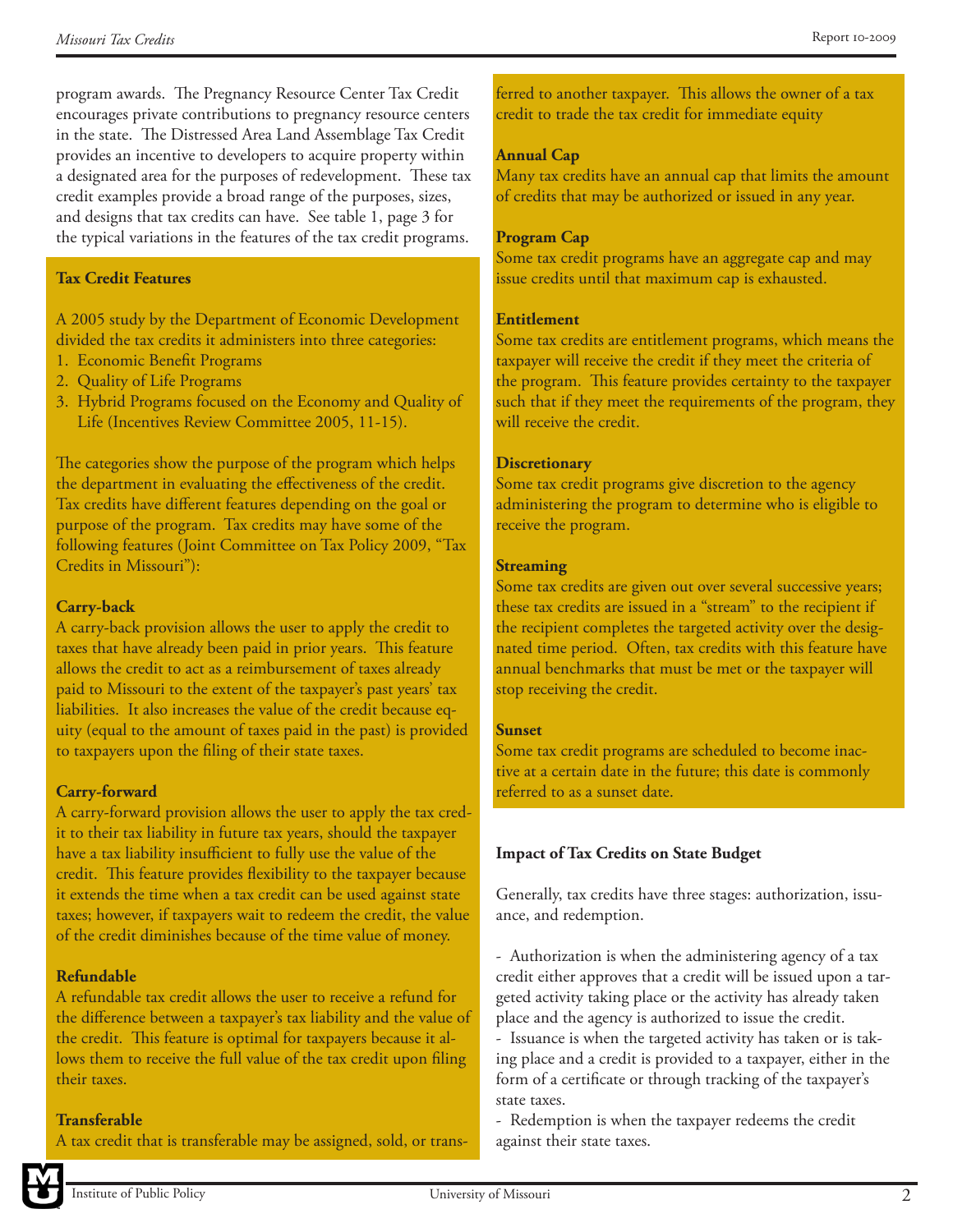program awards. The Pregnancy Resource Center Tax Credit encourages private contributions to pregnancy resource centers in the state. The Distressed Area Land Assemblage Tax Credit provides an incentive to developers to acquire property within a designated area for the purposes of redevelopment. These tax credit examples provide a broad range of the purposes, sizes, and designs that tax credits can have. See table 1, page 3 for the typical variations in the features of the tax credit programs.

**Tax Credit Features**

A 2005 study by the Department of Economic Development divided the tax credits it administers into three categories:

1. Economic Benefit Programs
2. Quality of Life Programs
3. Hybrid Programs focused on the Economy and Quality of Life (Incentives Review Committee 2005, 11-15).

The categories show the purpose of the program which helps the department in evaluating the effectiveness of the credit. Tax credits have different features depending on the goal or purpose of the program. Tax credits may have some of the following features (Joint Committee on Tax Policy 2009, "Tax Credits in Missouri"):

**Carry-back**
A carry-back provision allows the user to apply the credit to taxes that have already been paid in prior years. This feature allows the credit to act as a reimbursement of taxes already paid to Missouri to the extent of the taxpayer's past years' tax liabilities. It also increases the value of the credit because equity (equal to the amount of taxes paid in the past) is provided to taxpayers upon the filing of their state taxes.

**Carry-forward**
A carry-forward provision allows the user to apply the tax credit to their tax liability in future tax years, should the taxpayer have a tax liability insufficient to fully use the value of the credit. This feature provides flexibility to the taxpayer because it extends the time when a tax credit can be used against state taxes; however, if taxpayers wait to redeem the credit, the value of the credit diminishes because of the time value of money.

**Refundable**
A refundable tax credit allows the user to receive a refund for the difference between a taxpayer's tax liability and the value of the credit. This feature is optimal for taxpayers because it allows them to receive the full value of the tax credit upon filing their taxes.

**Transferable**
A tax credit that is transferable may be assigned, sold, or transferred to another taxpayer. This allows the owner of a tax credit to trade the tax credit for immediate equity

**Annual Cap**
Many tax credits have an annual cap that limits the amount of credits that may be authorized or issued in any year.

**Program Cap**
Some tax credit programs have an aggregate cap and may issue credits until that maximum cap is exhausted.

**Entitlement**
Some tax credits are entitlement programs, which means the taxpayer will receive the credit if they meet the criteria of the program. This feature provides certainty to the taxpayer such that if they meet the requirements of the program, they will receive the credit.

**Discretionary**
Some tax credit programs give discretion to the agency administering the program to determine who is eligible to receive the program.

**Streaming**
Some tax credits are given out over several successive years; these tax credits are issued in a "stream" to the recipient if the recipient completes the targeted activity over the designated time period. Often, tax credits with this feature have annual benchmarks that must be met or the taxpayer will stop receiving the credit.

**Sunset**
Some tax credit programs are scheduled to become inactive at a certain date in the future; this date is commonly referred to as a sunset date.

**Impact of Tax Credits on State Budget**

Generally, tax credits have three stages: authorization, issuance, and redemption.

- Authorization is when the administering agency of a tax credit either approves that a credit will be issued upon a targeted activity taking place or the activity has already taken place and the agency is authorized to issue the credit.
- Issuance is when the targeted activity has taken or is taking place and a credit is provided to a taxpayer, either in the form of a certificate or through tracking of the taxpayer's state taxes.
- Redemption is when the taxpayer redeems the credit against their state taxes.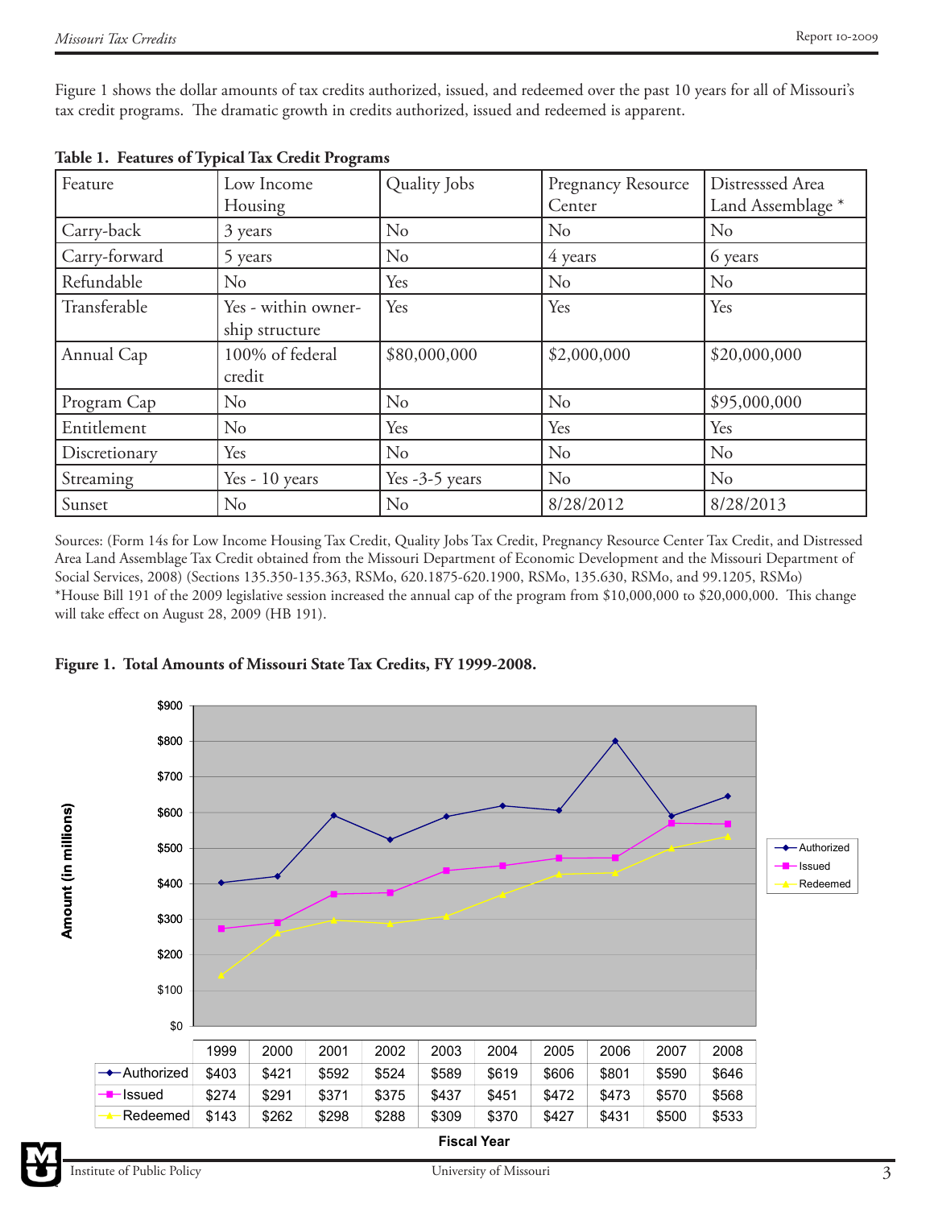Figure 1 shows the dollar amounts of tax credits authorized, issued, and redeemed over the past 10 years for all of Missouri's tax credit programs. The dramatic growth in credits authorized, issued and redeemed is apparent.

**Table 1. Features of Typical Tax Credit Programs**

| Feature | Low Income Housing | Quality Jobs | Pregnancy Resource Center | Distresssed Area Land Assemblage * |
|---|---|---|---|---|
| Carry-back | 3 years | No | No | No |
| Carry-forward | 5 years | No | 4 years | 6 years |
| Refundable | No | Yes | No | No |
| Transferable | Yes - within ownership structure | Yes | Yes | Yes |
| Annual Cap | 100% of federal credit | $80,000,000 | $2,000,000 | $20,000,000 |
| Program Cap | No | No | No | $95,000,000 |
| Entitlement | No | Yes | Yes | Yes |
| Discretionary | Yes | No | No | No |
| Streaming | Yes - 10 years | Yes -3-5 years | No | No |
| Sunset | No | No | 8/28/2012 | 8/28/2013 |

Sources: (Form 14s for Low Income Housing Tax Credit, Quality Jobs Tax Credit, Pregnancy Resource Center Tax Credit, and Distressed Area Land Assemblage Tax Credit obtained from the Missouri Department of Economic Development and the Missouri Department of Social Services, 2008) (Sections 135.350-135.363, RSMo, 620.1875-620.1900, RSMo, 135.630, RSMo, and 99.1205, RSMo)
*House Bill 191 of the 2009 legislative session increased the annual cap of the program from $10,000,000 to $20,000,000. This change will take effect on August 28, 2009 (HB 191).

**Figure 1. Total Amounts of Missouri State Tax Credits, FY 1999-2008.**

Amount (in millions)

| | 1999 | 2000 | 2001 | 2002 | 2003 | 2004 | 2005 | 2006 | 2007 | 2008 |
|---|---|---|---|---|---|---|---|---|---|---|
| Authorized | $403 | $421 | $592 | $524 | $589 | $619 | $606 | $801 | $590 | $646 |
| Issued | $274 | $291 | $371 | $375 | $437 | $451 | $472 | $473 | $570 | $568 |
| Redeemed | $143 | $262 | $298 | $288 | $309 | $370 | $427 | $431 | $500 | $533 |

Fiscal Year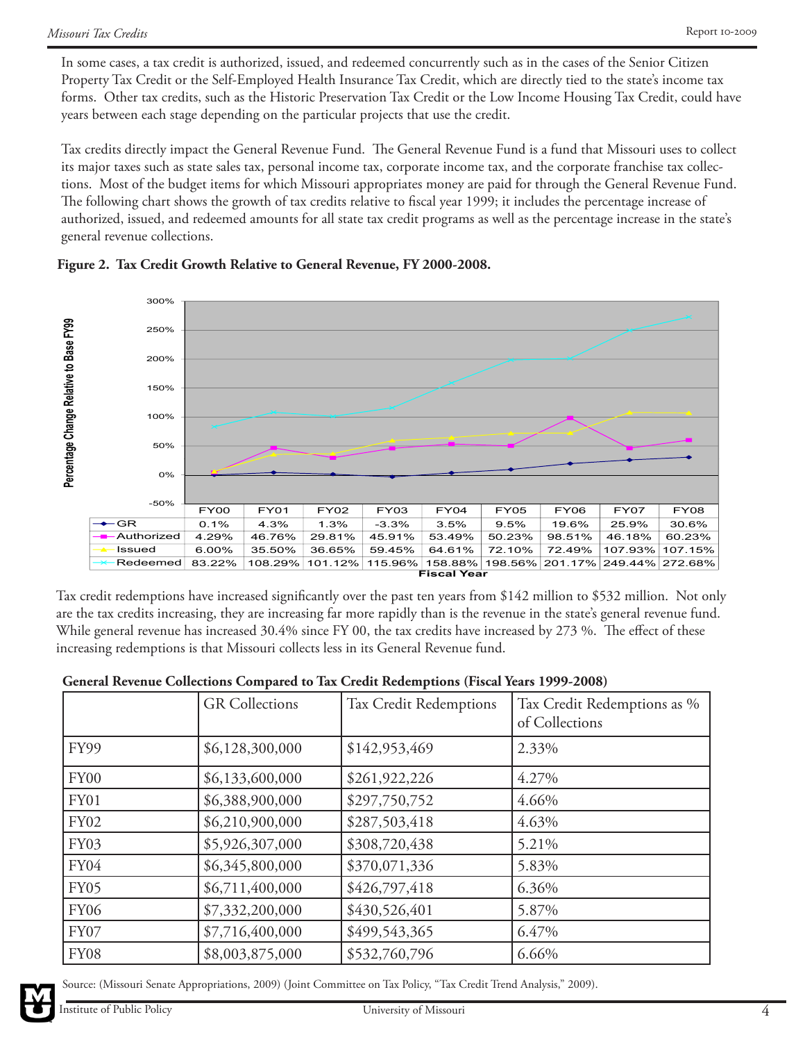In some cases, a tax credit is authorized, issued, and redeemed concurrently such as in the cases of the Senior Citizen Property Tax Credit or the Self-Employed Health Insurance Tax Credit, which are directly tied to the state's income tax forms. Other tax credits, such as the Historic Preservation Tax Credit or the Low Income Housing Tax Credit, could have years between each stage depending on the particular projects that use the credit.

Tax credits directly impact the General Revenue Fund. The General Revenue Fund is a fund that Missouri uses to collect its major taxes such as state sales tax, personal income tax, corporate income tax, and the corporate franchise tax collections. Most of the budget items for which Missouri appropriates money are paid for through the General Revenue Fund. The following chart shows the growth of tax credits relative to fiscal year 1999; it includes the percentage increase of authorized, issued, and redeemed amounts for all state tax credit programs as well as the percentage increase in the state's general revenue collections.

**Figure 2. Tax Credit Growth Relative to General Revenue, FY 2000-2008.**

Percentage Change Relative to Base FY99

| | FY00 | FY01 | FY02 | FY03 | FY04 | FY05 | FY06 | FY07 | FY08 |
|---|---|---|---|---|---|---|---|---|---|
| GR | 0.1% | 4.3% | 1.3% | -3.3% | 3.5% | 9.5% | 19.6% | 25.9% | 30.6% |
| Authorized | 4.29% | 46.76% | 29.81% | 45.91% | 53.49% | 50.23% | 98.51% | 46.18% | 60.23% |
| Issued | 6.00% | 35.50% | 36.65% | 59.45% | 64.61% | 72.10% | 72.49% | 107.93% | 107.15% |
| Redeemed | 83.22% | 108.29% | 101.12% | 115.96% | 158.88% | 198.56% | 201.17% | 249.44% | 272.68% |

Fiscal Year

Tax credit redemptions have increased significantly over the past ten years from $142 million to $532 million. Not only are the tax credits increasing, they are increasing far more rapidly than is the revenue in the state's general revenue fund. While general revenue has increased 30.4% since FY 00, the tax credits have increased by 273 %. The effect of these increasing redemptions is that Missouri collects less in its General Revenue fund.

**General Revenue Collections Compared to Tax Credit Redemptions (Fiscal Years 1999-2008)**

| | GR Collections | Tax Credit Redemptions | Tax Credit Redemptions as % of Collections |
|---|---|---|---|
| FY99 | $6,128,300,000 | $142,953,469 | 2.33% |
| FY00 | $6,133,600,000 | $261,922,226 | 4.27% |
| FY01 | $6,388,900,000 | $297,750,752 | 4.66% |
| FY02 | $6,210,900,000 | $287,503,418 | 4.63% |
| FY03 | $5,926,307,000 | $308,720,438 | 5.21% |
| FY04 | $6,345,800,000 | $370,071,336 | 5.83% |
| FY05 | $6,711,400,000 | $426,797,418 | 6.36% |
| FY06 | $7,332,200,000 | $430,526,401 | 5.87% |
| FY07 | $7,716,400,000 | $499,543,365 | 6.47% |
| FY08 | $8,003,875,000 | $532,760,796 | 6.66% |

Source: (Missouri Senate Appropriations, 2009) (Joint Committee on Tax Policy, "Tax Credit Trend Analysis," 2009).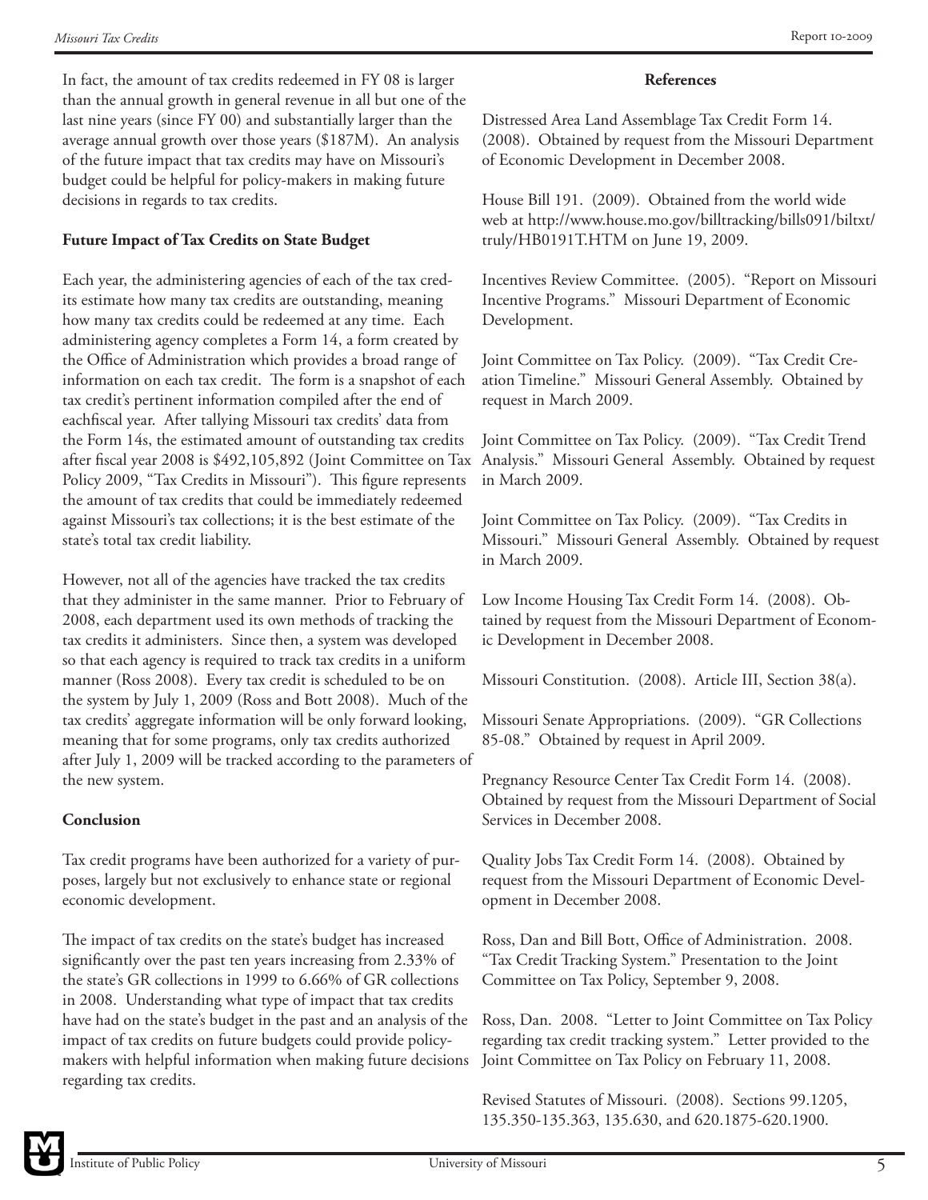In fact, the amount of tax credits redeemed in FY 08 is larger than the annual growth in general revenue in all but one of the last nine years (since FY 00) and substantially larger than the average annual growth over those years ($187M). An analysis of the future impact that tax credits may have on Missouri's budget could be helpful for policy-makers in making future decisions in regards to tax credits.

**Future Impact of Tax Credits on State Budget**

Each year, the administering agencies of each of the tax credits estimate how many tax credits are outstanding, meaning how many tax credits could be redeemed at any time. Each administering agency completes a Form 14, a form created by the Office of Administration which provides a broad range of information on each tax credit. The form is a snapshot of each tax credit's pertinent information compiled after the end of eachfiscal year. After tallying Missouri tax credits' data from the Form 14s, the estimated amount of outstanding tax credits after fiscal year 2008 is $492,105,892 (Joint Committee on Tax Policy 2009, "Tax Credits in Missouri"). This figure represents the amount of tax credits that could be immediately redeemed against Missouri's tax collections; it is the best estimate of the state's total tax credit liability.

However, not all of the agencies have tracked the tax credits that they administer in the same manner. Prior to February of 2008, each department used its own methods of tracking the tax credits it administers. Since then, a system was developed so that each agency is required to track tax credits in a uniform manner (Ross 2008). Every tax credit is scheduled to be on the system by July 1, 2009 (Ross and Bott 2008). Much of the tax credits' aggregate information will be only forward looking, meaning that for some programs, only tax credits authorized after July 1, 2009 will be tracked according to the parameters of the new system.

**Conclusion**

Tax credit programs have been authorized for a variety of purposes, largely but not exclusively to enhance state or regional economic development.

The impact of tax credits on the state's budget has increased significantly over the past ten years increasing from 2.33% of the state's GR collections in 1999 to 6.66% of GR collections in 2008. Understanding what type of impact that tax credits have had on the state's budget in the past and an analysis of the impact of tax credits on future budgets could provide policy-makers with helpful information when making future decisions regarding tax credits.

**References**

Distressed Area Land Assemblage Tax Credit Form 14. (2008). Obtained by request from the Missouri Department of Economic Development in December 2008.

House Bill 191. (2009). Obtained from the world wide web at http://www.house.mo.gov/billtracking/bills091/biltxt/truly/HB0191T.HTM on June 19, 2009.

Incentives Review Committee. (2005). "Report on Missouri Incentive Programs." Missouri Department of Economic Development.

Joint Committee on Tax Policy. (2009). "Tax Credit Creation Timeline." Missouri General Assembly. Obtained by request in March 2009.

Joint Committee on Tax Policy. (2009). "Tax Credit Trend Analysis." Missouri General Assembly. Obtained by request in March 2009.

Joint Committee on Tax Policy. (2009). "Tax Credits in Missouri." Missouri General Assembly. Obtained by request in March 2009.

Low Income Housing Tax Credit Form 14. (2008). Obtained by request from the Missouri Department of Economic Development in December 2008.

Missouri Constitution. (2008). Article III, Section 38(a).

Missouri Senate Appropriations. (2009). "GR Collections 85-08." Obtained by request in April 2009.

Pregnancy Resource Center Tax Credit Form 14. (2008). Obtained by request from the Missouri Department of Social Services in December 2008.

Quality Jobs Tax Credit Form 14. (2008). Obtained by request from the Missouri Department of Economic Development in December 2008.

Ross, Dan and Bill Bott, Office of Administration. 2008. "Tax Credit Tracking System." Presentation to the Joint Committee on Tax Policy, September 9, 2008.

Ross, Dan. 2008. "Letter to Joint Committee on Tax Policy regarding tax credit tracking system." Letter provided to the Joint Committee on Tax Policy on February 11, 2008.

Revised Statutes of Missouri. (2008). Sections 99.1205, 135.350-135.363, 135.630, and 620.1875-620.1900.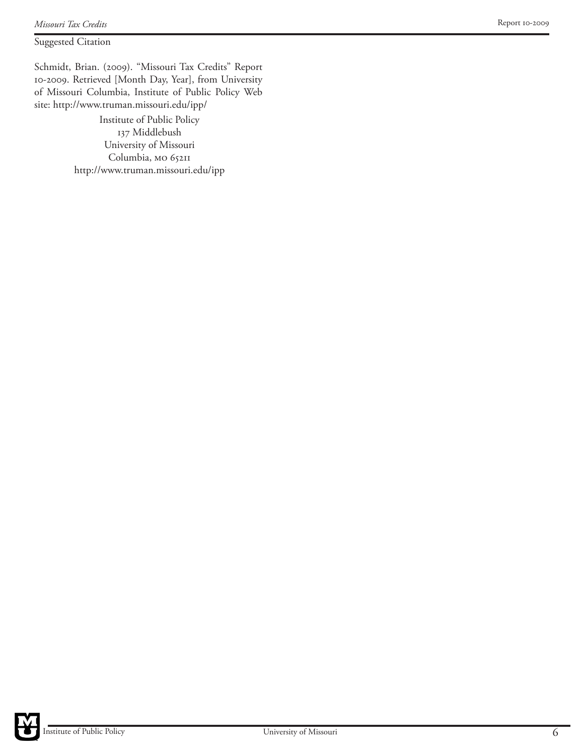## Suggested Citation

Schmidt, Brian. (2009). "Missouri Tax Credits" Report 10-2009. Retrieved [Month Day, Year], from University of Missouri Columbia, Institute of Public Policy Web site: http://www.truman.missouri.edu/ipp/

Institute of Public Policy
137 Middlebush
University of Missouri
Columbia, MO 65211
http://www.truman.missouri.edu/ipp